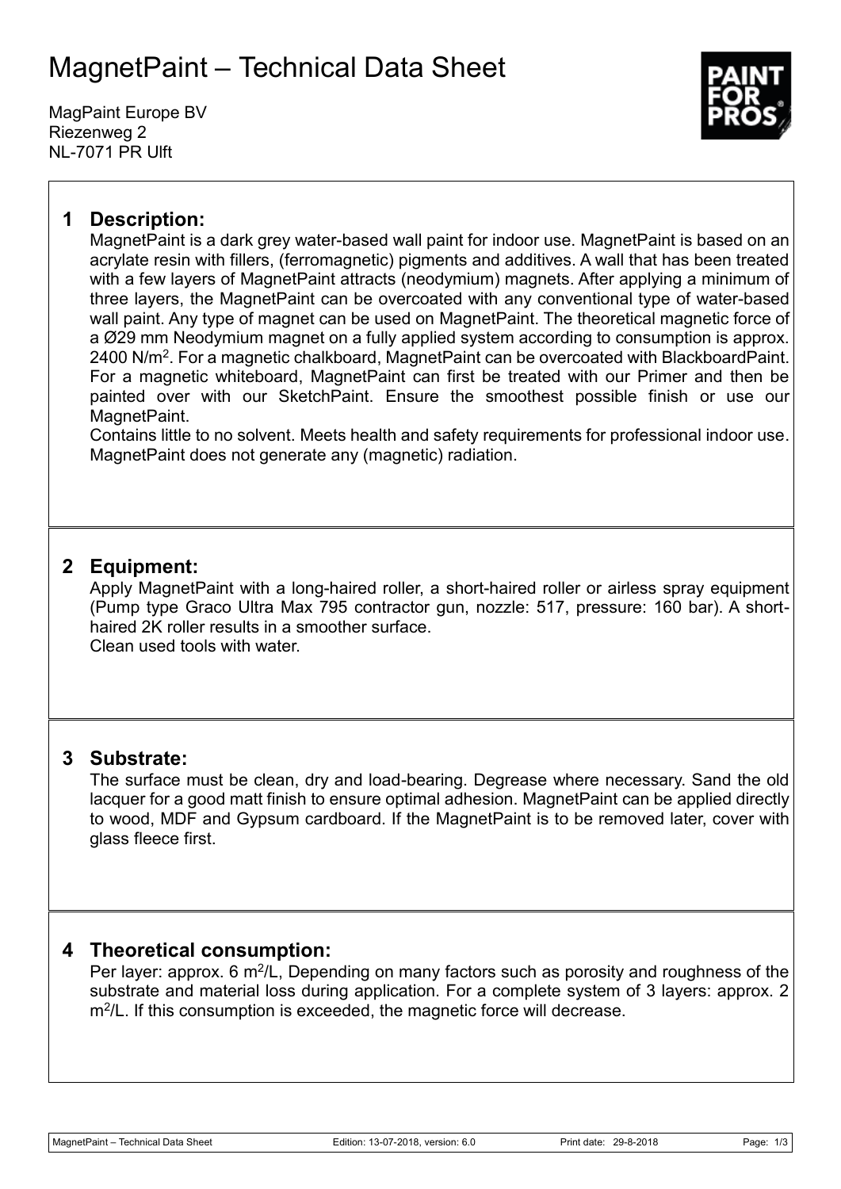# MagnetPaint – Technical Data Sheet

MagPaint Europe BV
Riezenweg 2
NL-7071 PR Ulft

## 1 Description:

MagnetPaint is a dark grey water-based wall paint for indoor use. MagnetPaint is based on an acrylate resin with fillers, (ferromagnetic) pigments and additives. A wall that has been treated with a few layers of MagnetPaint attracts (neodymium) magnets. After applying a minimum of three layers, the MagnetPaint can be overcoated with any conventional type of water-based wall paint. Any type of magnet can be used on MagnetPaint. The theoretical magnetic force of a Ø29 mm Neodymium magnet on a fully applied system according to consumption is approx. 2400 N/m$^2$. For a magnetic chalkboard, MagnetPaint can be overcoated with BlackboardPaint. For a magnetic whiteboard, MagnetPaint can first be treated with our Primer and then be painted over with our SketchPaint. Ensure the smoothest possible finish or use our MagnetPaint.

Contains little to no solvent. Meets health and safety requirements for professional indoor use. MagnetPaint does not generate any (magnetic) radiation.

## 2 Equipment:

Apply MagnetPaint with a long-haired roller, a short-haired roller or airless spray equipment (Pump type Graco Ultra Max 795 contractor gun, nozzle: 517, pressure: 160 bar). A short-haired 2K roller results in a smoother surface.

Clean used tools with water.

## 3 Substrate:

The surface must be clean, dry and load-bearing. Degrease where necessary. Sand the old lacquer for a good matt finish to ensure optimal adhesion. MagnetPaint can be applied directly to wood, MDF and Gypsum cardboard. If the MagnetPaint is to be removed later, cover with glass fleece first.

## 4 Theoretical consumption:

Per layer: approx. 6 m$^2$/L, Depending on many factors such as porosity and roughness of the substrate and material loss during application. For a complete system of 3 layers: approx. 2 m$^2$/L. If this consumption is exceeded, the magnetic force will decrease.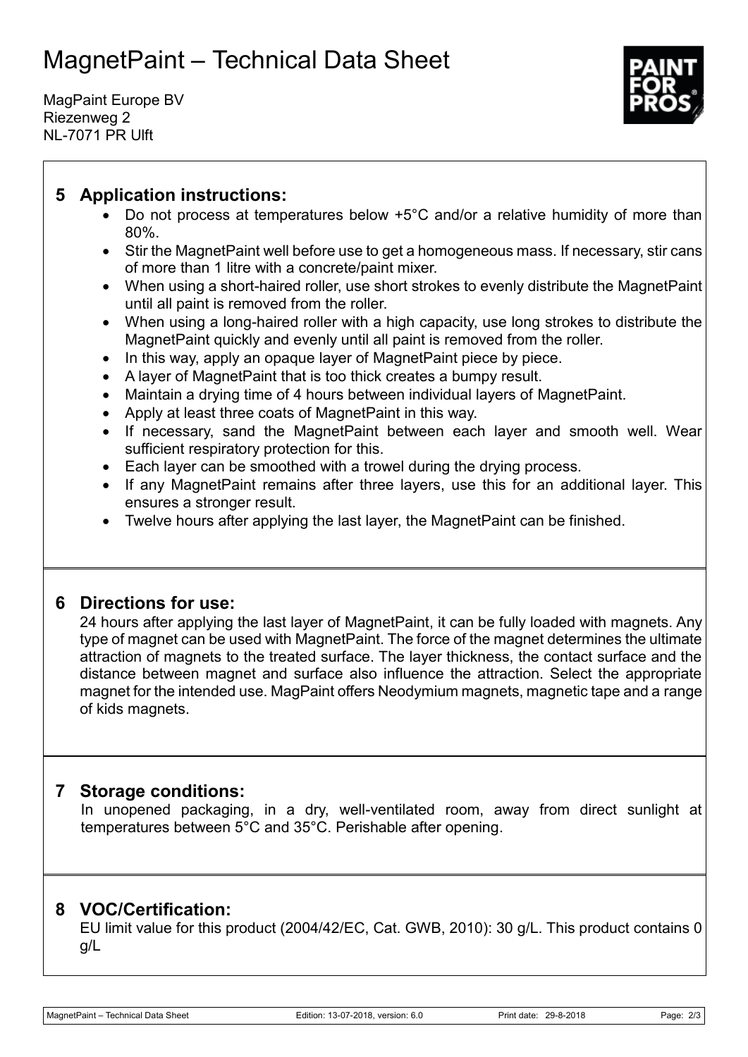# MagnetPaint – Technical Data Sheet

MagPaint Europe BV
Riezenweg 2
NL-7071 PR Ulft

## 5 Application instructions:

- Do not process at temperatures below +5°C and/or a relative humidity of more than 80%.
- Stir the MagnetPaint well before use to get a homogeneous mass. If necessary, stir cans of more than 1 litre with a concrete/paint mixer.
- When using a short-haired roller, use short strokes to evenly distribute the MagnetPaint until all paint is removed from the roller.
- When using a long-haired roller with a high capacity, use long strokes to distribute the MagnetPaint quickly and evenly until all paint is removed from the roller.
- In this way, apply an opaque layer of MagnetPaint piece by piece.
- A layer of MagnetPaint that is too thick creates a bumpy result.
- Maintain a drying time of 4 hours between individual layers of MagnetPaint.
- Apply at least three coats of MagnetPaint in this way.
- If necessary, sand the MagnetPaint between each layer and smooth well. Wear sufficient respiratory protection for this.
- Each layer can be smoothed with a trowel during the drying process.
- If any MagnetPaint remains after three layers, use this for an additional layer. This ensures a stronger result.
- Twelve hours after applying the last layer, the MagnetPaint can be finished.

## 6 Directions for use:

24 hours after applying the last layer of MagnetPaint, it can be fully loaded with magnets. Any type of magnet can be used with MagnetPaint. The force of the magnet determines the ultimate attraction of magnets to the treated surface. The layer thickness, the contact surface and the distance between magnet and surface also influence the attraction. Select the appropriate magnet for the intended use. MagPaint offers Neodymium magnets, magnetic tape and a range of kids magnets.

## 7 Storage conditions:

In unopened packaging, in a dry, well-ventilated room, away from direct sunlight at temperatures between 5°C and 35°C. Perishable after opening.

## 8 VOC/Certification:

EU limit value for this product (2004/42/EC, Cat. GWB, 2010): 30 g/L. This product contains 0 g/L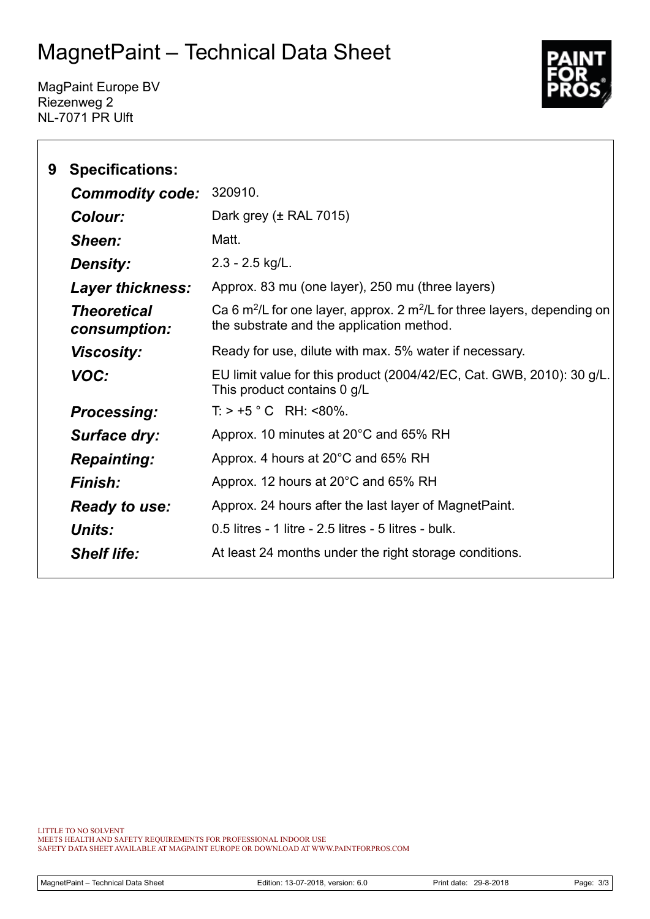# MagnetPaint – Technical Data Sheet

MagPaint Europe BV
Riezenweg 2
NL-7071 PR Ulft

## 9 Specifications:

| | |
|---|---|
| ***Commodity code:*** | 320910. |
| ***Colour:*** | Dark grey (± RAL 7015) |
| ***Sheen:*** | Matt. |
| ***Density:*** | 2.3 - 2.5 kg/L. |
| ***Layer thickness:*** | Approx. 83 mu (one layer), 250 mu (three layers) |
| ***Theoretical consumption:*** | Ca 6 $m^2$/L for one layer, approx. 2 $m^2$/L for three layers, depending on the substrate and the application method. |
| ***Viscosity:*** | Ready for use, dilute with max. 5% water if necessary. |
| ***VOC:*** | EU limit value for this product (2004/42/EC, Cat. GWB, 2010): 30 g/L. This product contains 0 g/L |
| ***Processing:*** | T: > +5 ° C RH: <80%. |
| ***Surface dry:*** | Approx. 10 minutes at 20°C and 65% RH |
| ***Repainting:*** | Approx. 4 hours at 20°C and 65% RH |
| ***Finish:*** | Approx. 12 hours at 20°C and 65% RH |
| ***Ready to use:*** | Approx. 24 hours after the last layer of MagnetPaint. |
| ***Units:*** | 0.5 litres - 1 litre - 2.5 litres - 5 litres - bulk. |
| ***Shelf life:*** | At least 24 months under the right storage conditions. |

LITTLE TO NO SOLVENT
MEETS HEALTH AND SAFETY REQUIREMENTS FOR PROFESSIONAL INDOOR USE
SAFETY DATA SHEET AVAILABLE AT MAGPAINT EUROPE OR DOWNLOAD AT WWW.PAINTFORPROS.COM

MagnetPaint – Technical Data Sheet | Edition: 13-07-2018, version: 6.0 | Print date: 29-8-2018